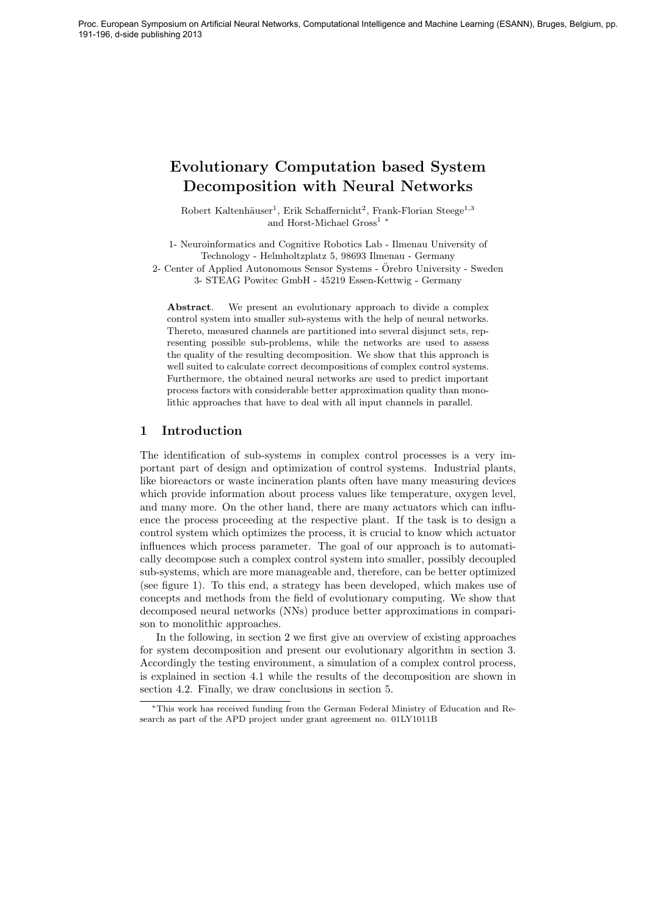# Evolutionary Computation based System Decomposition with Neural Networks

Robert Kaltenhäuser[1], Erik Schaffernicht[2], Frank-Florian Steege[1,3] and Horst-Michael Gross[1] *

1- Neuroinformatics and Cognitive Robotics Lab - Ilmenau University of Technology - Helmholtzplatz 5, 98693 Ilmenau - Germany

2- Center of Applied Autonomous Sensor Systems - Örebro University - Sweden

3- STEAG Powitec GmbH - 45219 Essen-Kettwig - Germany

**Abstract**. We present an evolutionary approach to divide a complex control system into smaller sub-systems with the help of neural networks. Thereto, measured channels are partitioned into several disjunct sets, representing possible sub-problems, while the networks are used to assess the quality of the resulting decomposition. We show that this approach is well suited to calculate correct decompositions of complex control systems. Furthermore, the obtained neural networks are used to predict important process factors with considerable better approximation quality than monolithic approaches that have to deal with all input channels in parallel.

## 1 Introduction

The identification of sub-systems in complex control processes is a very important part of design and optimization of control systems. Industrial plants, like bioreactors or waste incineration plants often have many measuring devices which provide information about process values like temperature, oxygen level, and many more. On the other hand, there are many actuators which can influence the process proceeding at the respective plant. If the task is to design a control system which optimizes the process, it is crucial to know which actuator influences which process parameter. The goal of our approach is to automatically decompose such a complex control system into smaller, possibly decoupled sub-systems, which are more manageable and, therefore, can be better optimized (see figure 1). To this end, a strategy has been developed, which makes use of concepts and methods from the field of evolutionary computing. We show that decomposed neural networks (NNs) produce better approximations in comparison to monolithic approaches.

In the following, in section 2 we first give an overview of existing approaches for system decomposition and present our evolutionary algorithm in section 3. Accordingly the testing environment, a simulation of a complex control process, is explained in section 4.1 while the results of the decomposition are shown in section 4.2. Finally, we draw conclusions in section 5.

*This work has received funding from the German Federal Ministry of Education and Research as part of the APD project under grant agreement no. 01LY1011B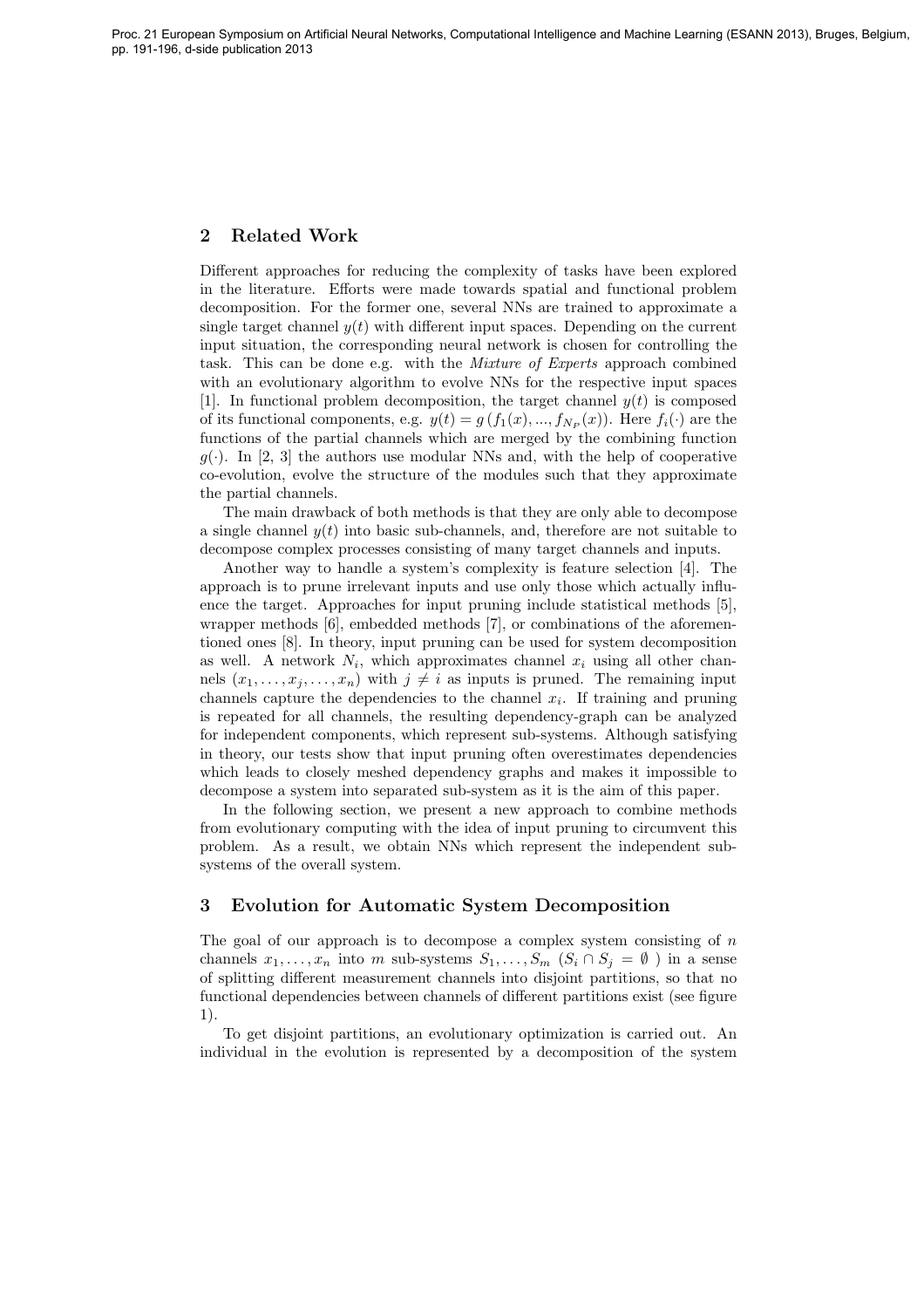## 2 Related Work

Different approaches for reducing the complexity of tasks have been explored in the literature. Efforts were made towards spatial and functional problem decomposition. For the former one, several NNs are trained to approximate a single target channel $y(t)$ with different input spaces. Depending on the current input situation, the corresponding neural network is chosen for controlling the task. This can be done e.g. with the *Mixture of Experts* approach combined with an evolutionary algorithm to evolve NNs for the respective input spaces [1]. In functional problem decomposition, the target channel $y(t)$ is composed of its functional components, e.g. $y(t) = g\left(f_1(x), ..., f_{N_P}(x)\right)$. Here $f_i(\cdot)$ are the functions of the partial channels which are merged by the combining function $g(\cdot)$. In [2, 3] the authors use modular NNs and, with the help of cooperative co-evolution, evolve the structure of the modules such that they approximate the partial channels.

The main drawback of both methods is that they are only able to decompose a single channel $y(t)$ into basic sub-channels, and, therefore are not suitable to decompose complex processes consisting of many target channels and inputs.

Another way to handle a system's complexity is feature selection [4]. The approach is to prune irrelevant inputs and use only those which actually influence the target. Approaches for input pruning include statistical methods [5], wrapper methods [6], embedded methods [7], or combinations of the aforementioned ones [8]. In theory, input pruning can be used for system decomposition as well. A network $N_i$, which approximates channel $x_i$ using all other channels $(x_1, \ldots, x_j, \ldots, x_n)$ with $j \neq i$ as inputs is pruned. The remaining input channels capture the dependencies to the channel $x_i$. If training and pruning is repeated for all channels, the resulting dependency-graph can be analyzed for independent components, which represent sub-systems. Although satisfying in theory, our tests show that input pruning often overestimates dependencies which leads to closely meshed dependency graphs and makes it impossible to decompose a system into separated sub-system as it is the aim of this paper.

In the following section, we present a new approach to combine methods from evolutionary computing with the idea of input pruning to circumvent this problem. As a result, we obtain NNs which represent the independent sub-systems of the overall system.

## 3 Evolution for Automatic System Decomposition

The goal of our approach is to decompose a complex system consisting of $n$ channels $x_1, \ldots, x_n$ into $m$ sub-systems $S_1, \ldots, S_m$ ($S_i \cap S_j = \emptyset$ ) in a sense of splitting different measurement channels into disjoint partitions, so that no functional dependencies between channels of different partitions exist (see figure 1).

To get disjoint partitions, an evolutionary optimization is carried out. An individual in the evolution is represented by a decomposition of the system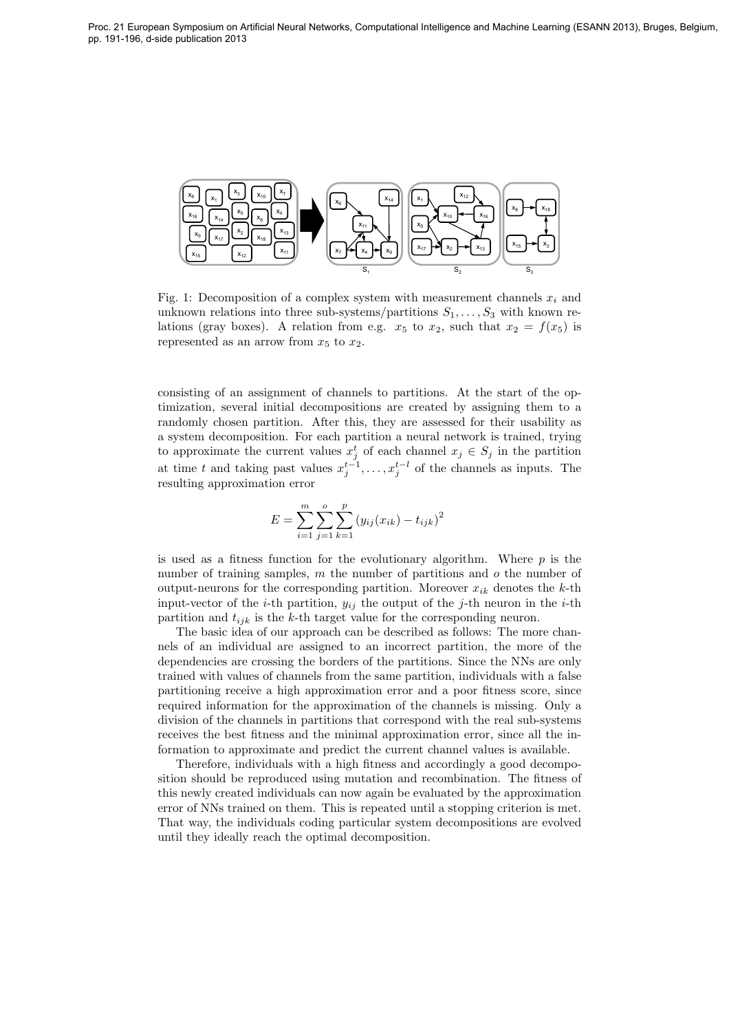Fig. 1: Decomposition of a complex system with measurement channels $x_i$ and unknown relations into three sub-systems/partitions $S_1, \ldots, S_3$ with known relations (gray boxes). A relation from e.g. $x_5$ to $x_2$, such that $x_2 = f(x_5)$ is represented as an arrow from $x_5$ to $x_2$.

consisting of an assignment of channels to partitions. At the start of the optimization, several initial decompositions are created by assigning them to a randomly chosen partition. After this, they are assessed for their usability as a system decomposition. For each partition a neural network is trained, trying to approximate the current values $x_j^t$ of each channel $x_j \in S_j$ in the partition at time $t$ and taking past values $x_j^{t-1}, \ldots, x_j^{t-l}$ of the channels as inputs. The resulting approximation error

$$E = \sum_{i=1}^{m} \sum_{j=1}^{o} \sum_{k=1}^{p} \left(y_{ij}(x_{ik}) - t_{ijk}\right)^2$$

is used as a fitness function for the evolutionary algorithm. Where $p$ is the number of training samples, $m$ the number of partitions and $o$ the number of output-neurons for the corresponding partition. Moreover $x_{ik}$ denotes the $k$-th input-vector of the $i$-th partition, $y_{ij}$ the output of the $j$-th neuron in the $i$-th partition and $t_{ijk}$ is the $k$-th target value for the corresponding neuron.

The basic idea of our approach can be described as follows: The more channels of an individual are assigned to an incorrect partition, the more of the dependencies are crossing the borders of the partitions. Since the NNs are only trained with values of channels from the same partition, individuals with a false partitioning receive a high approximation error and a poor fitness score, since required information for the approximation of the channels is missing. Only a division of the channels in partitions that correspond with the real sub-systems receives the best fitness and the minimal approximation error, since all the information to approximate and predict the current channel values is available.

Therefore, individuals with a high fitness and accordingly a good decomposition should be reproduced using mutation and recombination. The fitness of this newly created individuals can now again be evaluated by the approximation error of NNs trained on them. This is repeated until a stopping criterion is met. That way, the individuals coding particular system decompositions are evolved until they ideally reach the optimal decomposition.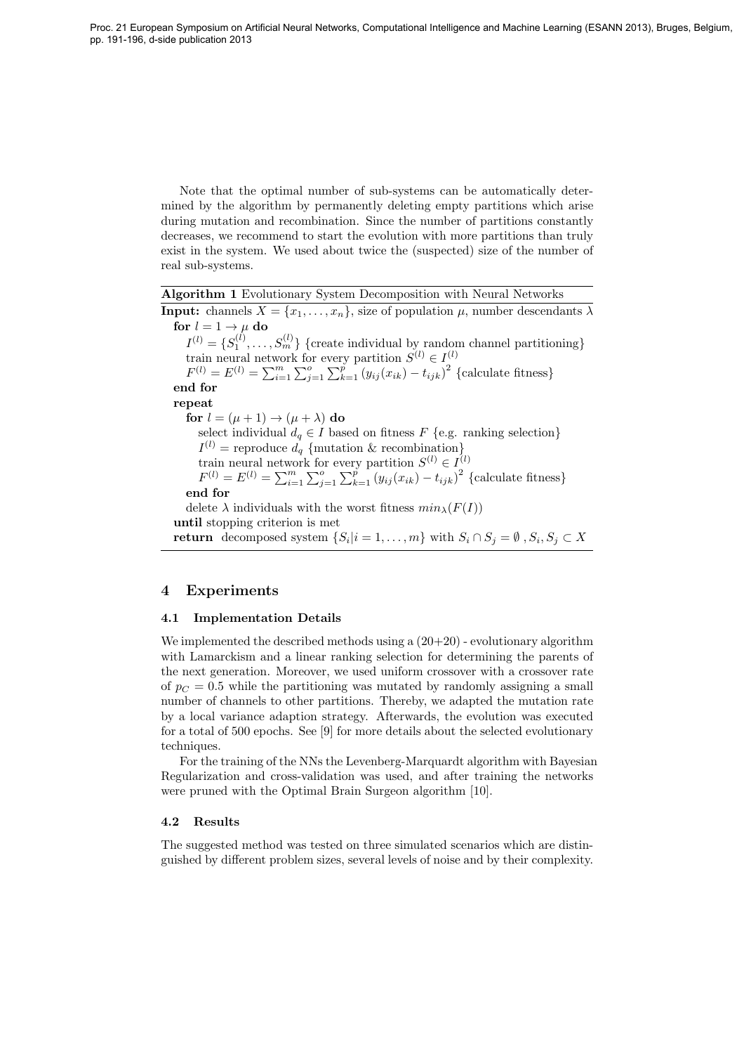Note that the optimal number of sub-systems can be automatically determined by the algorithm by permanently deleting empty partitions which arise during mutation and recombination. Since the number of partitions constantly decreases, we recommend to start the evolution with more partitions than truly exist in the system. We used about twice the (suspected) size of the number of real sub-systems.

**Algorithm 1** Evolutionary System Decomposition with Neural Networks

**Input:** channels $X = \{x_1, \ldots, x_n\}$, size of population $\mu$, number descendants $\lambda$

**for** $l = 1 \to \mu$ **do**
  $I^{(l)} = \{S_1^{(l)}, \ldots, S_m^{(l)}\}$ {create individual by random channel partitioning}
  train neural network for every partition $S^{(l)} \in I^{(l)}$
  $F^{(l)} = E^{(l)} = \sum_{i=1}^{m} \sum_{j=1}^{o} \sum_{k=1}^{p} \left(y_{ij}(x_{ik}) - t_{ijk}\right)^2$ {calculate fitness}
**end for**
**repeat**
  **for** $l = (\mu + 1) \to (\mu + \lambda)$ **do**
    select individual $d_q \in I$ based on fitness $F$ {e.g. ranking selection}
    $I^{(l)} =$ reproduce $d_q$ {mutation & recombination}
    train neural network for every partition $S^{(l)} \in I^{(l)}$
    $F^{(l)} = E^{(l)} = \sum_{i=1}^{m} \sum_{j=1}^{o} \sum_{k=1}^{p} \left(y_{ij}(x_{ik}) - t_{ijk}\right)^2$ {calculate fitness}
  **end for**
  delete $\lambda$ individuals with the worst fitness $min_\lambda(F(I))$
**until** stopping criterion is met
**return** decomposed system $\{S_i | i = 1, \ldots, m\}$ with $S_i \cap S_j = \emptyset$ , $S_i, S_j \subset X$

## 4 Experiments

### 4.1 Implementation Details

We implemented the described methods using a (20+20) - evolutionary algorithm with Lamarckism and a linear ranking selection for determining the parents of the next generation. Moreover, we used uniform crossover with a crossover rate of $p_C = 0.5$ while the partitioning was mutated by randomly assigning a small number of channels to other partitions. Thereby, we adapted the mutation rate by a local variance adaption strategy. Afterwards, the evolution was executed for a total of 500 epochs. See [9] for more details about the selected evolutionary techniques.

For the training of the NNs the Levenberg-Marquardt algorithm with Bayesian Regularization and cross-validation was used, and after training the networks were pruned with the Optimal Brain Surgeon algorithm [10].

### 4.2 Results

The suggested method was tested on three simulated scenarios which are distinguished by different problem sizes, several levels of noise and by their complexity.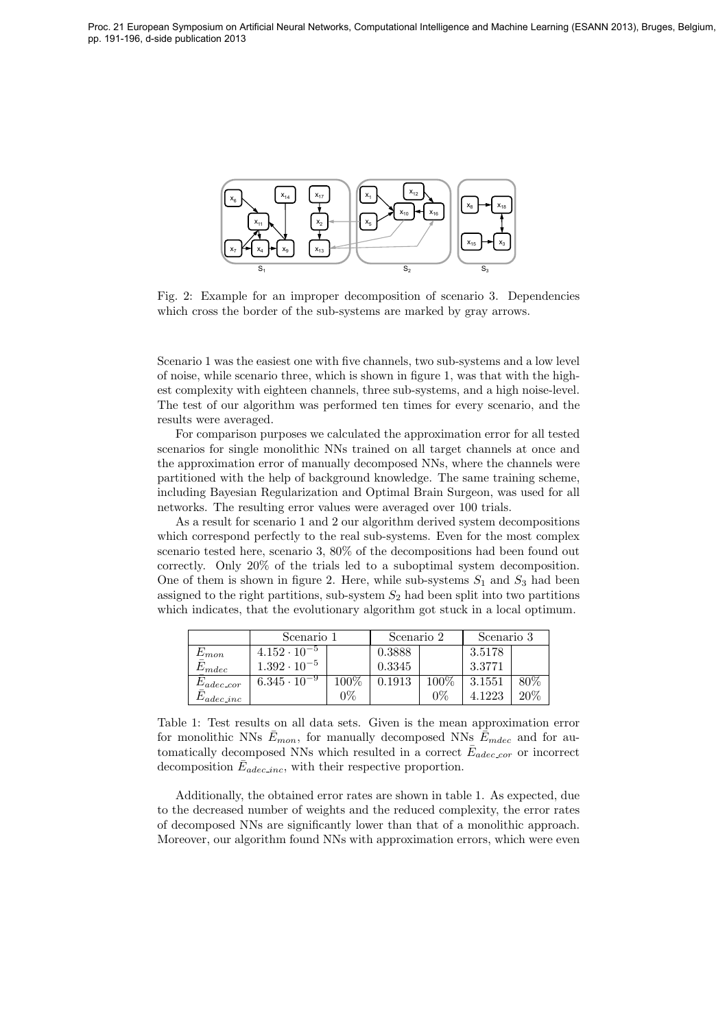Fig. 2: Example for an improper decomposition of scenario 3. Dependencies which cross the border of the sub-systems are marked by gray arrows.

Scenario 1 was the easiest one with five channels, two sub-systems and a low level of noise, while scenario three, which is shown in figure 1, was that with the highest complexity with eighteen channels, three sub-systems, and a high noise-level. The test of our algorithm was performed ten times for every scenario, and the results were averaged.

For comparison purposes we calculated the approximation error for all tested scenarios for single monolithic NNs trained on all target channels at once and the approximation error of manually decomposed NNs, where the channels were partitioned with the help of background knowledge. The same training scheme, including Bayesian Regularization and Optimal Brain Surgeon, was used for all networks. The resulting error values were averaged over 100 trials.

As a result for scenario 1 and 2 our algorithm derived system decompositions which correspond perfectly to the real sub-systems. Even for the most complex scenario tested here, scenario 3, 80% of the decompositions had been found out correctly. Only 20% of the trials led to a suboptimal system decomposition. One of them is shown in figure 2. Here, while sub-systems $S_1$ and $S_3$ had been assigned to the right partitions, sub-system $S_2$ had been split into two partitions which indicates, that the evolutionary algorithm got stuck in a local optimum.

| | Scenario 1 | | Scenario 2 | | Scenario 3 | |
|---|---|---|---|---|---|---|
| $\bar{E}_{mon}$ | $4.152 \cdot 10^{-5}$ | | 0.3888 | | 3.5178 | |
| $\bar{E}_{mdec}$ | $1.392 \cdot 10^{-5}$ | | 0.3345 | | 3.3771 | |
| $\bar{E}_{adec\_cor}$ | $6.345 \cdot 10^{-9}$ | 100% | 0.1913 | 100% | 3.1551 | 80% |
| $\bar{E}_{adec\_inc}$ | | 0% | | 0% | 4.1223 | 20% |

Table 1: Test results on all data sets. Given is the mean approximation error for monolithic NNs $\bar{E}_{mon}$, for manually decomposed NNs $\bar{E}_{mdec}$ and for automatically decomposed NNs which resulted in a correct $\bar{E}_{adec\_cor}$ or incorrect decomposition $\bar{E}_{adec\_inc}$, with their respective proportion.

Additionally, the obtained error rates are shown in table 1. As expected, due to the decreased number of weights and the reduced complexity, the error rates of decomposed NNs are significantly lower than that of a monolithic approach. Moreover, our algorithm found NNs with approximation errors, which were even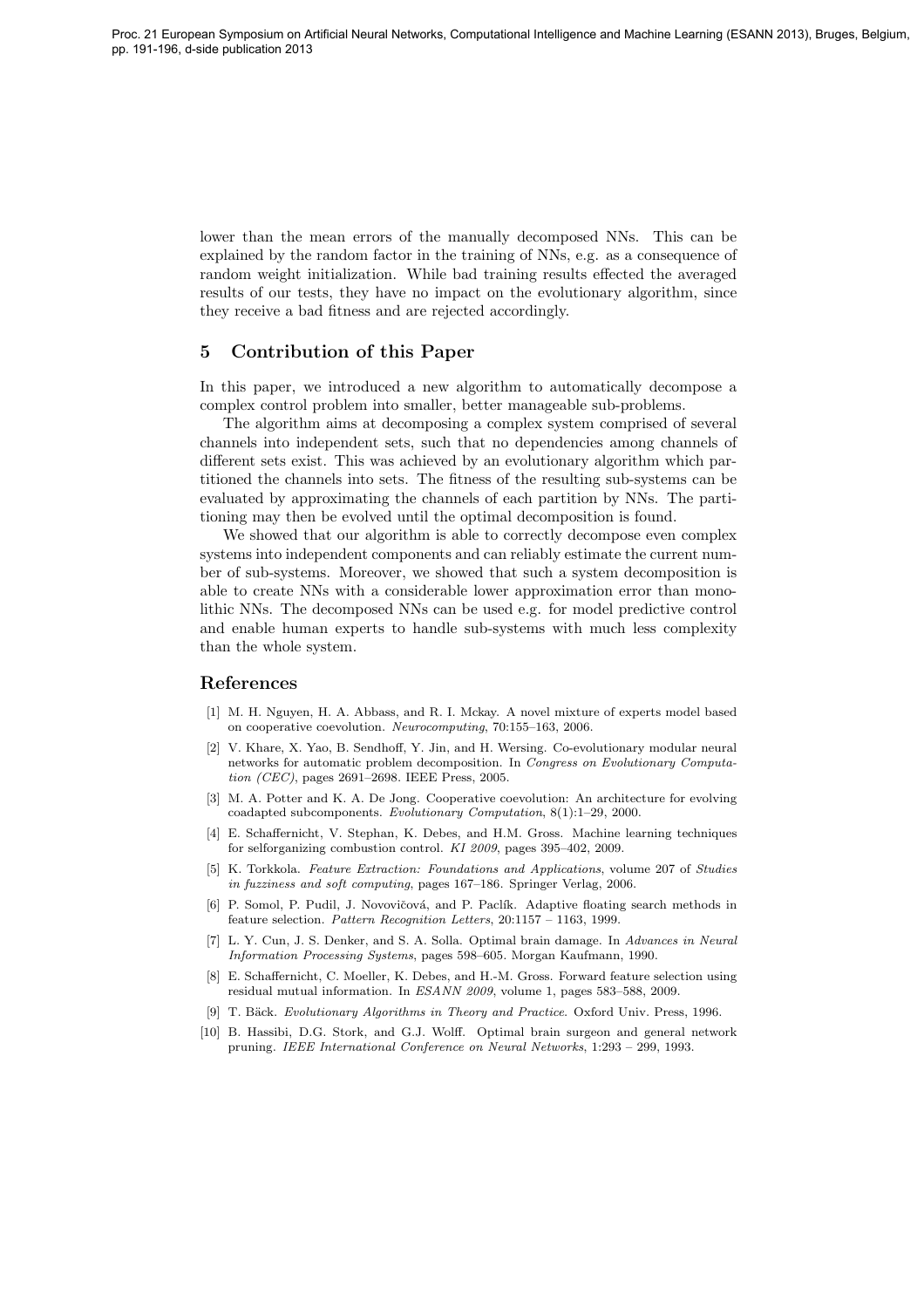lower than the mean errors of the manually decomposed NNs. This can be explained by the random factor in the training of NNs, e.g. as a consequence of random weight initialization. While bad training results effected the averaged results of our tests, they have no impact on the evolutionary algorithm, since they receive a bad fitness and are rejected accordingly.

## 5 Contribution of this Paper

In this paper, we introduced a new algorithm to automatically decompose a complex control problem into smaller, better manageable sub-problems.

The algorithm aims at decomposing a complex system comprised of several channels into independent sets, such that no dependencies among channels of different sets exist. This was achieved by an evolutionary algorithm which partitioned the channels into sets. The fitness of the resulting sub-systems can be evaluated by approximating the channels of each partition by NNs. The partitioning may then be evolved until the optimal decomposition is found.

We showed that our algorithm is able to correctly decompose even complex systems into independent components and can reliably estimate the current number of sub-systems. Moreover, we showed that such a system decomposition is able to create NNs with a considerable lower approximation error than monolithic NNs. The decomposed NNs can be used e.g. for model predictive control and enable human experts to handle sub-systems with much less complexity than the whole system.

## References

[1] M. H. Nguyen, H. A. Abbass, and R. I. Mckay. A novel mixture of experts model based on cooperative coevolution. *Neurocomputing*, 70:155–163, 2006.

[2] V. Khare, X. Yao, B. Sendhoff, Y. Jin, and H. Wersing. Co-evolutionary modular neural networks for automatic problem decomposition. In *Congress on Evolutionary Computation (CEC)*, pages 2691–2698. IEEE Press, 2005.

[3] M. A. Potter and K. A. De Jong. Cooperative coevolution: An architecture for evolving coadapted subcomponents. *Evolutionary Computation*, 8(1):1–29, 2000.

[4] E. Schaffernicht, V. Stephan, K. Debes, and H.M. Gross. Machine learning techniques for selforganizing combustion control. *KI 2009*, pages 395–402, 2009.

[5] K. Torkkola. *Feature Extraction: Foundations and Applications*, volume 207 of *Studies in fuzziness and soft computing*, pages 167–186. Springer Verlag, 2006.

[6] P. Somol, P. Pudil, J. Novovičová, and P. Paclík. Adaptive floating search methods in feature selection. *Pattern Recognition Letters*, 20:1157 – 1163, 1999.

[7] L. Y. Cun, J. S. Denker, and S. A. Solla. Optimal brain damage. In *Advances in Neural Information Processing Systems*, pages 598–605. Morgan Kaufmann, 1990.

[8] E. Schaffernicht, C. Moeller, K. Debes, and H.-M. Gross. Forward feature selection using residual mutual information. In *ESANN 2009*, volume 1, pages 583–588, 2009.

[9] T. Bäck. *Evolutionary Algorithms in Theory and Practice*. Oxford Univ. Press, 1996.

[10] B. Hassibi, D.G. Stork, and G.J. Wolff. Optimal brain surgeon and general network pruning. *IEEE International Conference on Neural Networks*, 1:293 – 299, 1993.